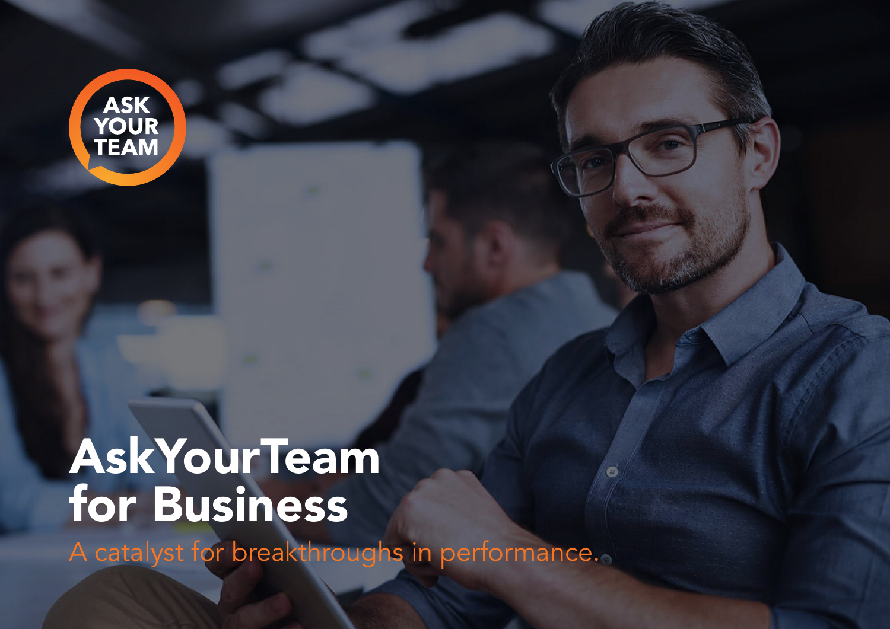ASK YOUR TEAM

# AskYourTeam for Business

A catalyst for breakthroughs in performance.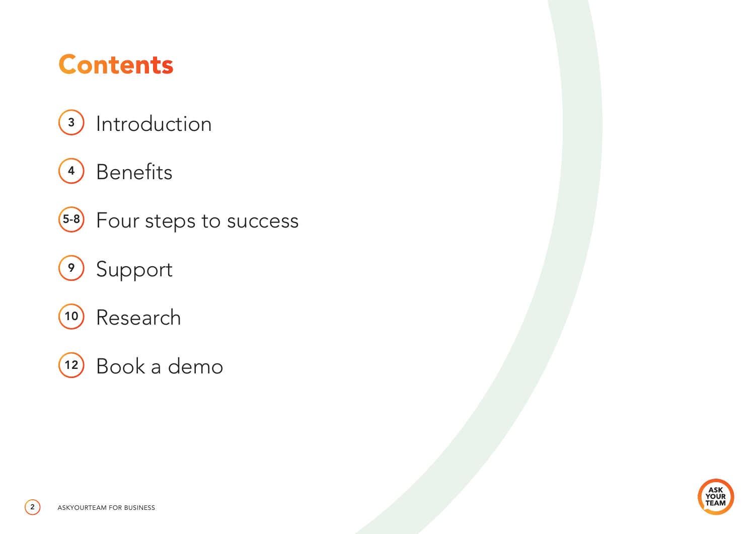# Contents

- 3 Introduction
- 4 Benefits
- 5-8 Four steps to success
- 9 Support
- 10 Research
- 12 Book a demo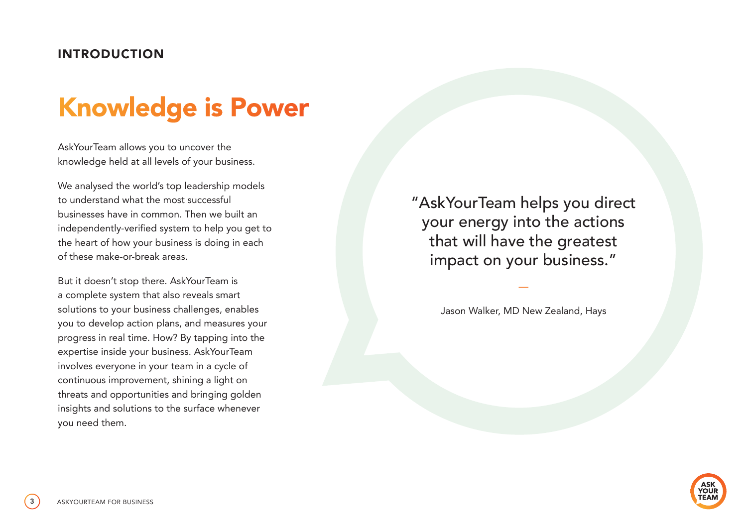## INTRODUCTION

# Knowledge is Power

AskYourTeam allows you to uncover the knowledge held at all levels of your business.

We analysed the world's top leadership models to understand what the most successful businesses have in common. Then we built an independently-verified system to help you get to the heart of how your business is doing in each of these make-or-break areas.

But it doesn't stop there. AskYourTeam is a complete system that also reveals smart solutions to your business challenges, enables you to develop action plans, and measures your progress in real time. How? By tapping into the expertise inside your business. AskYourTeam involves everyone in your team in a cycle of continuous improvement, shining a light on threats and opportunities and bringing golden insights and solutions to the surface whenever you need them.

> "AskYourTeam helps you direct your energy into the actions that will have the greatest impact on your business."
>
> —
>
> Jason Walker, MD New Zealand, Hays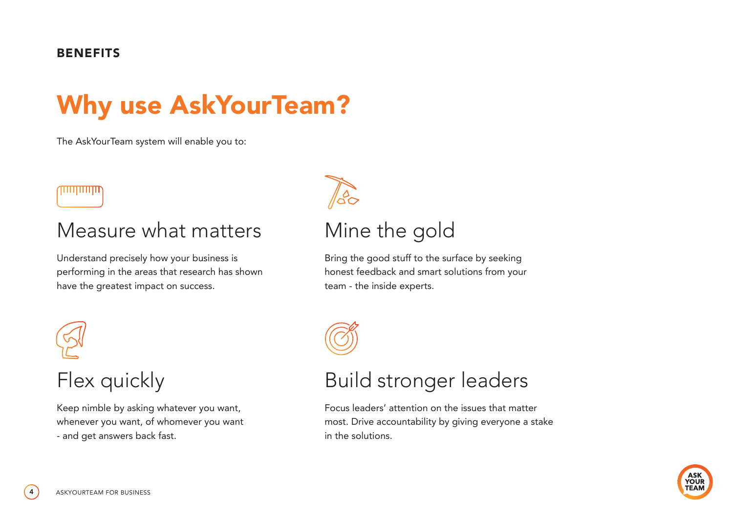BENEFITS

# Why use AskYourTeam?

The AskYourTeam system will enable you to:

## Measure what matters

Understand precisely how your business is performing in the areas that research has shown have the greatest impact on success.

## Mine the gold

Bring the good stuff to the surface by seeking honest feedback and smart solutions from your team - the inside experts.

## Flex quickly

Keep nimble by asking whatever you want, whenever you want, of whomever you want - and get answers back fast.

## Build stronger leaders

Focus leaders' attention on the issues that matter most. Drive accountability by giving everyone a stake in the solutions.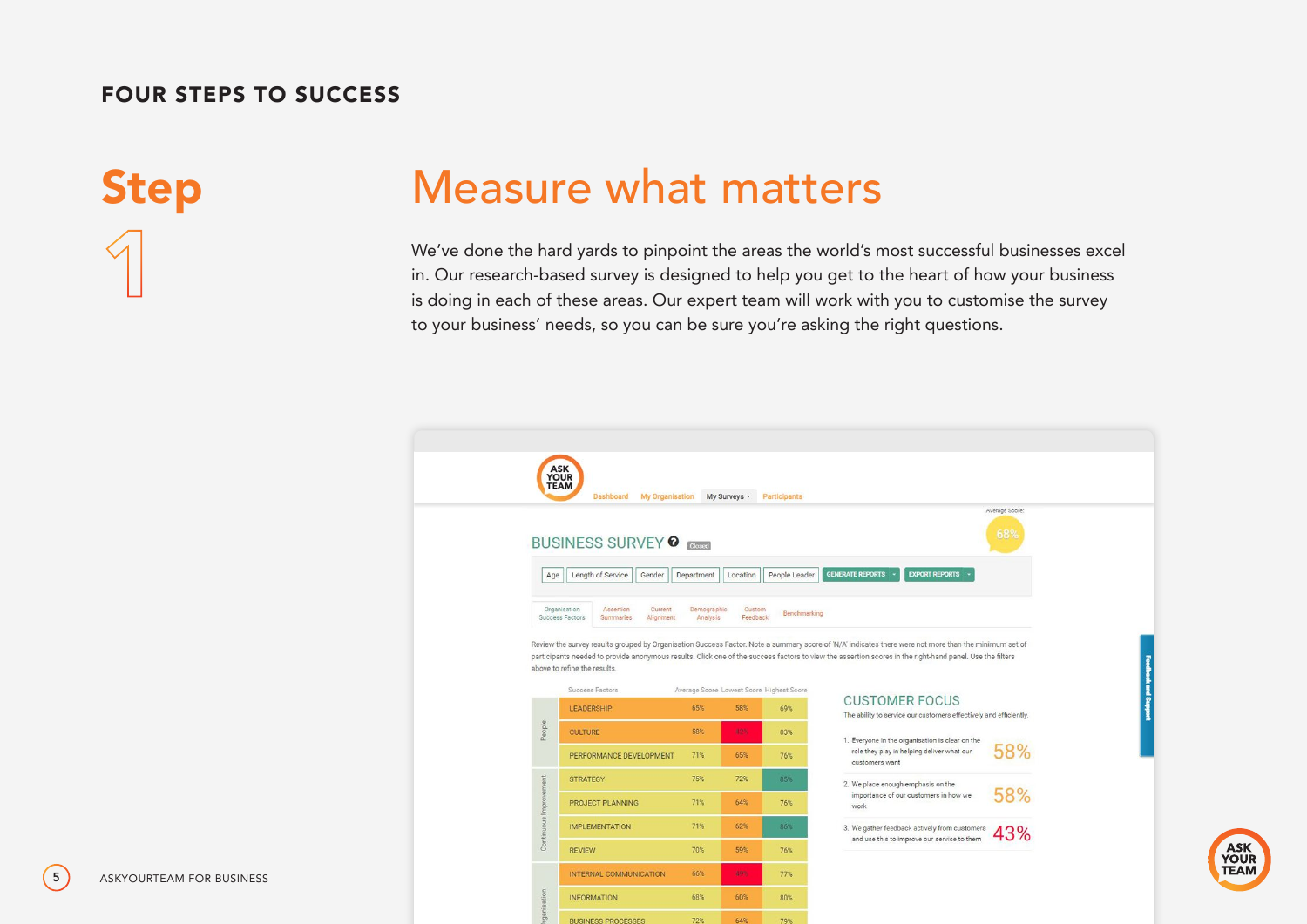# FOUR STEPS TO SUCCESS

## Step 1

## Measure what matters

We've done the hard yards to pinpoint the areas the world's most successful businesses excel in. Our research-based survey is designed to help you get to the heart of how your business is doing in each of these areas. Our expert team will work with you to customise the survey to your business' needs, so you can be sure you're asking the right questions.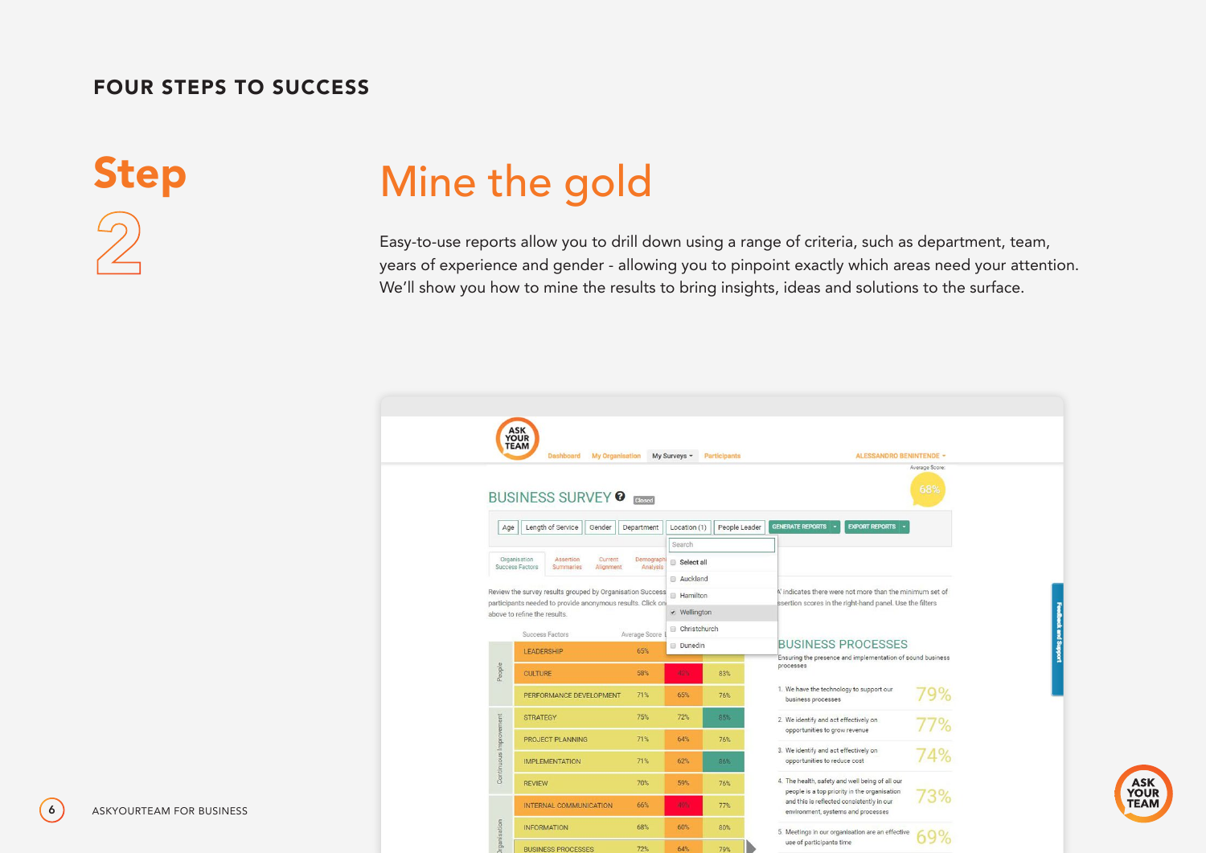# FOUR STEPS TO SUCCESS

## Step 2

## Mine the gold

Easy-to-use reports allow you to drill down using a range of criteria, such as department, team, years of experience and gender - allowing you to pinpoint exactly which areas need your attention. We'll show you how to mine the results to bring insights, ideas and solutions to the surface.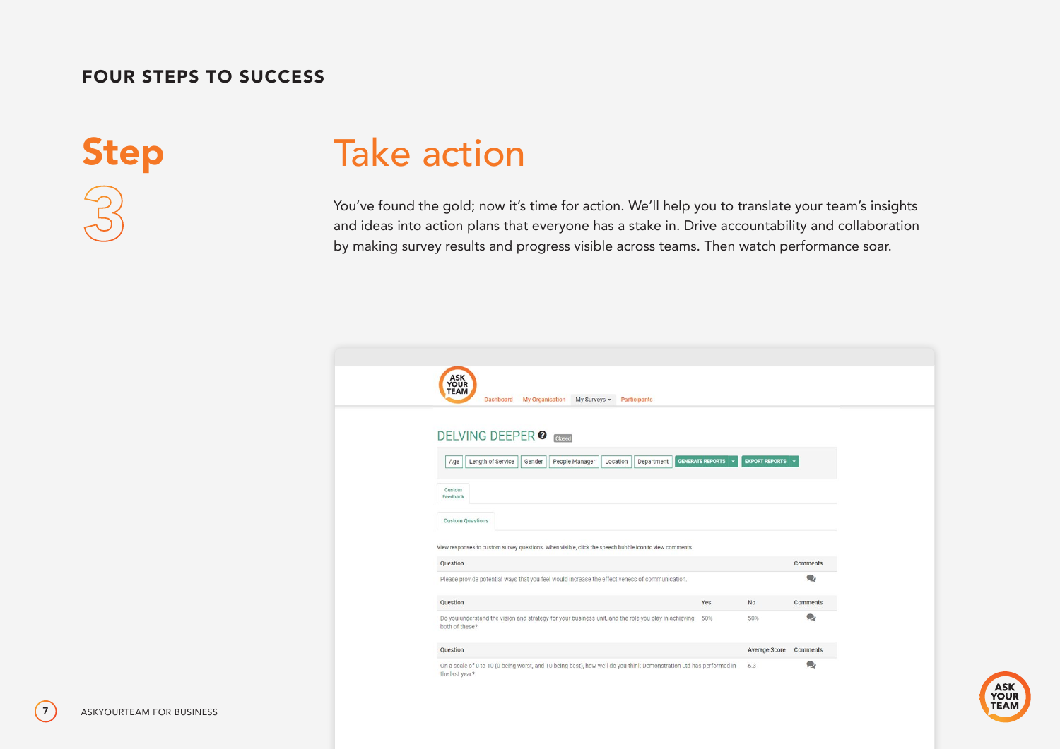FOUR STEPS TO SUCCESS

# Step 3

## Take action

You've found the gold; now it's time for action. We'll help you to translate your team's insights and ideas into action plans that everyone has a stake in. Drive accountability and collaboration by making survey results and progress visible across teams. Then watch performance soar.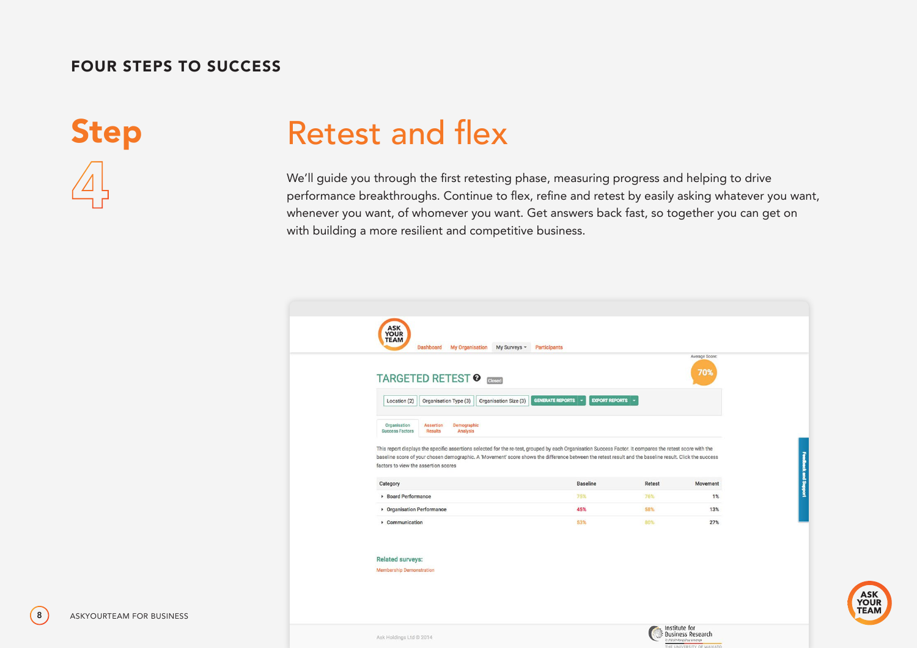# FOUR STEPS TO SUCCESS

## Step 4

## Retest and flex

We'll guide you through the first retesting phase, measuring progress and helping to drive performance breakthroughs. Continue to flex, refine and retest by easily asking whatever you want, whenever you want, of whomever you want. Get answers back fast, so together you can get on with building a more resilient and competitive business.

ASK YOUR TEAM

Dashboard My Organisation My Surveys Participants

Average Score: 70%

TARGETED RETEST Closed

Location (2) Organisation Type (3) Organisation Size (3) GENERATE REPORTS EXPORT REPORTS

Organisation Success Factors | Assertion Results | Demographic Analysis

This report displays the specific assertions selected for the re-test, grouped by each Organisation Success Factor. It compares the retest score with the baseline score of your chosen demographic. A 'Movement' score shows the difference between the retest result and the baseline result. Click the success factors to view the assertion scores

| Category | Baseline | Retest | Movement |
| --- | --- | --- | --- |
| Board Performance | 75% | 76% | 1% |
| Organisation Performance | 45% | 58% | 13% |
| Communication | 53% | 80% | 27% |

Related surveys:

Membership Demonstration

Ask Holdings Ltd © 2014

Institute for Business Research, The University of Waikato

ASKYOURTEAM FOR BUSINESS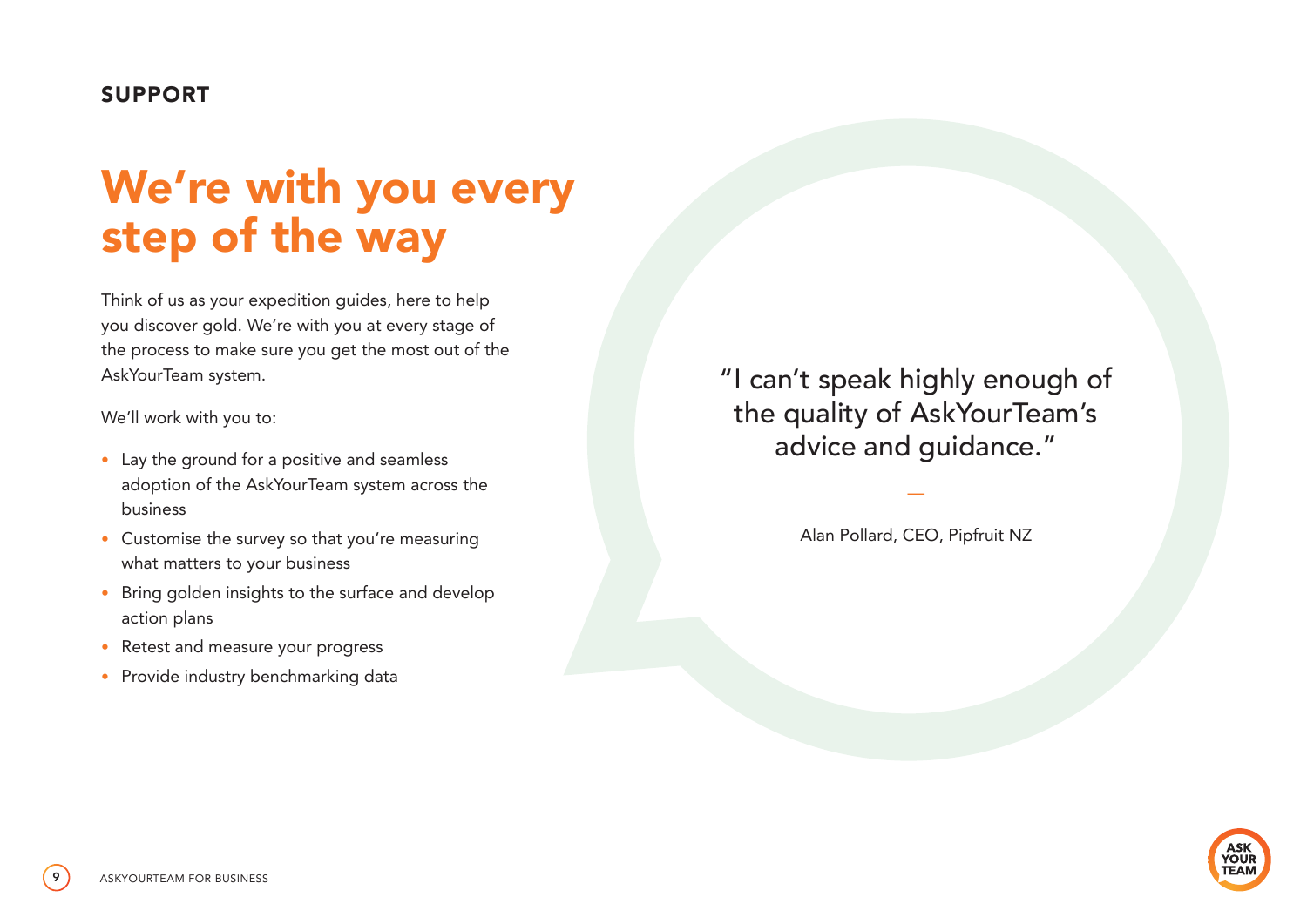SUPPORT

# We're with you every step of the way

Think of us as your expedition guides, here to help you discover gold. We're with you at every stage of the process to make sure you get the most out of the AskYourTeam system.

We'll work with you to:

- Lay the ground for a positive and seamless adoption of the AskYourTeam system across the business
- Customise the survey so that you're measuring what matters to your business
- Bring golden insights to the surface and develop action plans
- Retest and measure your progress
- Provide industry benchmarking data

"I can't speak highly enough of the quality of AskYourTeam's advice and guidance."

—

Alan Pollard, CEO, Pipfruit NZ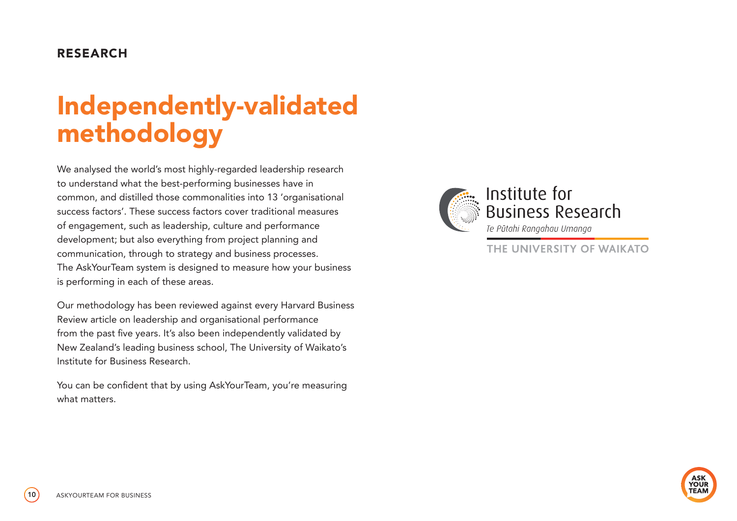RESEARCH

# Independently-validated methodology

We analysed the world's most highly-regarded leadership research to understand what the best-performing businesses have in common, and distilled those commonalities into 13 'organisational success factors'. These success factors cover traditional measures of engagement, such as leadership, culture and performance development; but also everything from project planning and communication, through to strategy and business processes. The AskYourTeam system is designed to measure how your business is performing in each of these areas.

Our methodology has been reviewed against every Harvard Business Review article on leadership and organisational performance from the past five years. It's also been independently validated by New Zealand's leading business school, The University of Waikato's Institute for Business Research.

You can be confident that by using AskYourTeam, you're measuring what matters.

Institute for Business Research
*Te Pūtahi Rangahau Umanga*
THE UNIVERSITY OF WAIKATO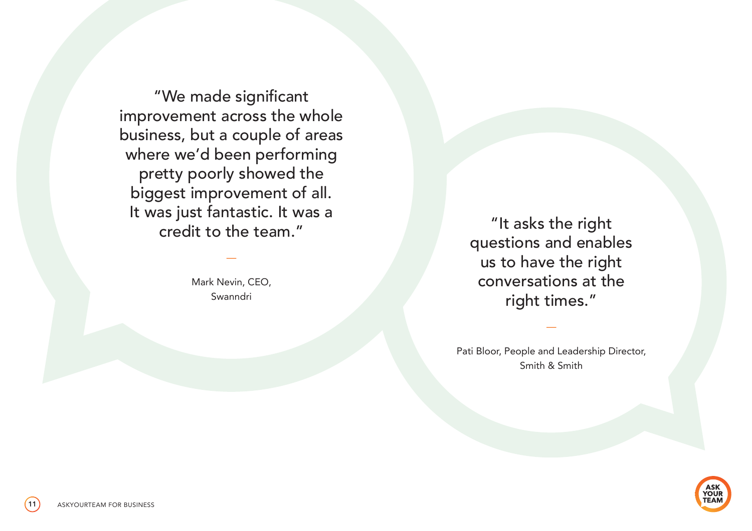"We made significant improvement across the whole business, but a couple of areas where we'd been performing pretty poorly showed the biggest improvement of all. It was just fantastic. It was a credit to the team."

—

Mark Nevin, CEO,
Swanndri

"It asks the right questions and enables us to have the right conversations at the right times."

—

Pati Bloor, People and Leadership Director,
Smith & Smith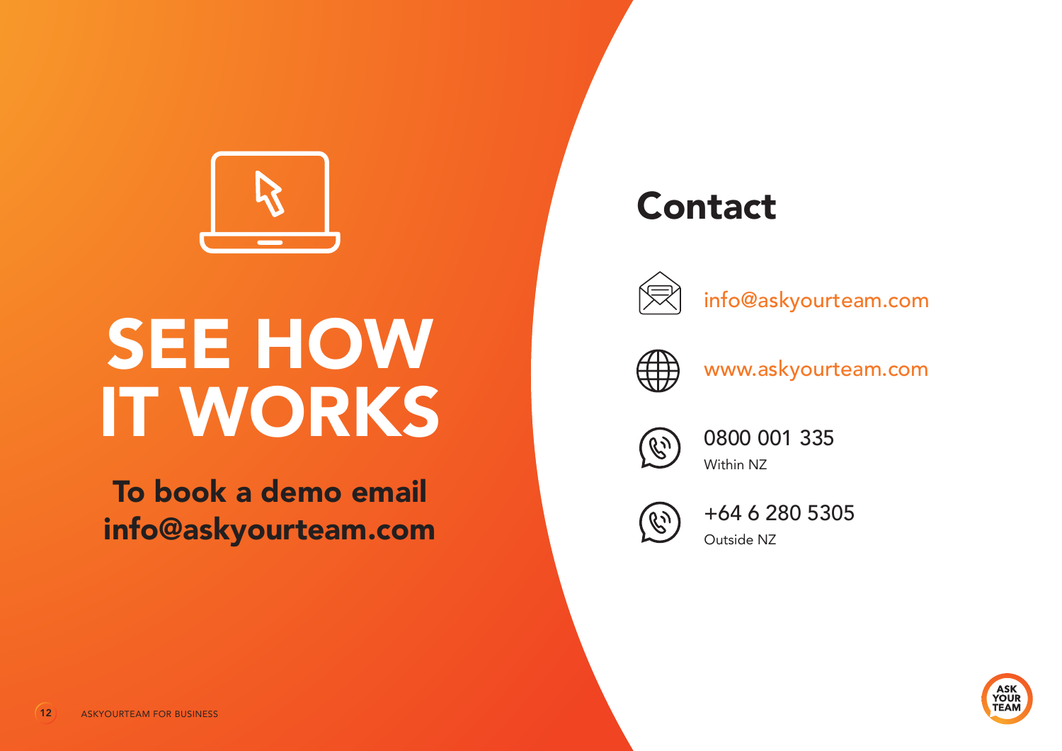# SEE HOW IT WORKS

**To book a demo email info@askyourteam.com**

## Contact

info@askyourteam.com

www.askyourteam.com

0800 001 335
Within NZ

+64 6 280 5305
Outside NZ